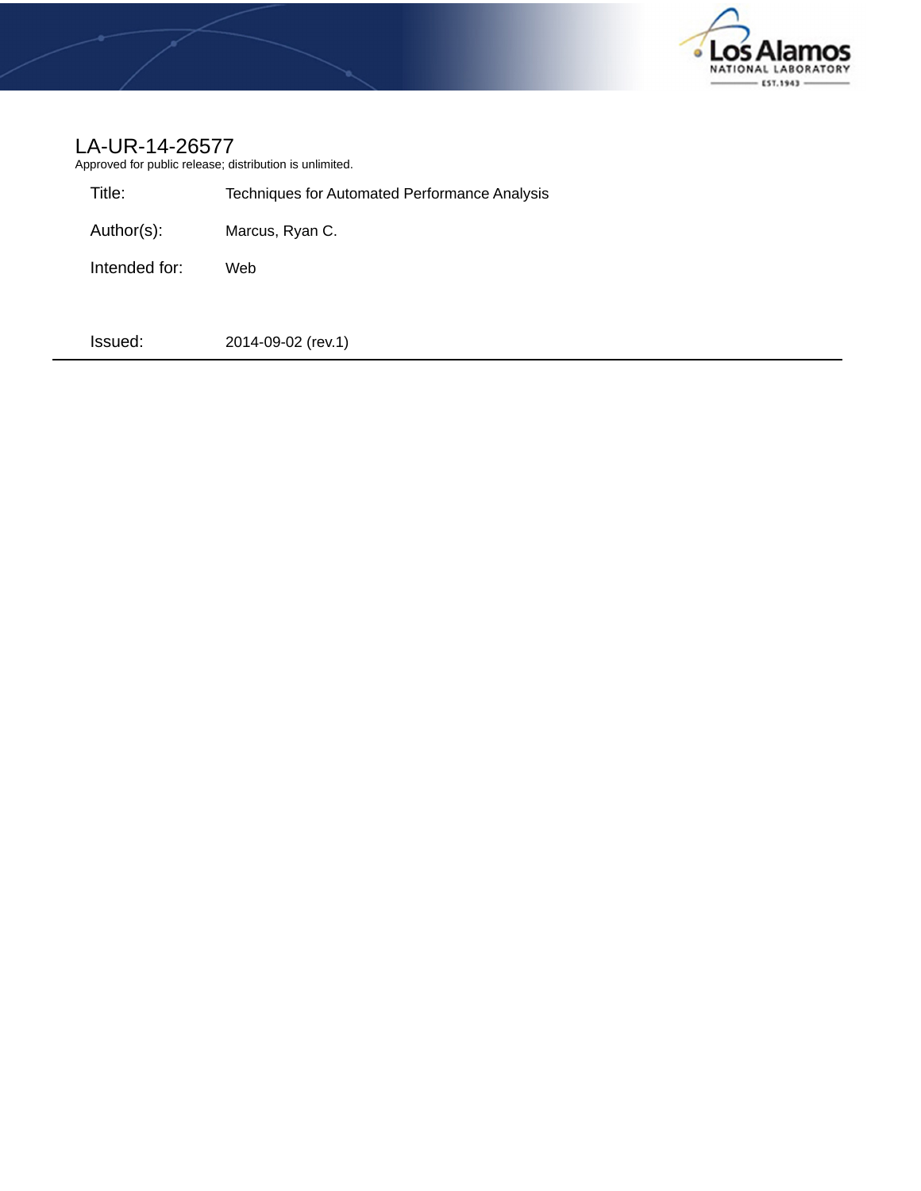# LA-UR-14-26577

Approved for public release; distribution is unlimited.

| | |
|---|---|
| Title: | Techniques for Automated Performance Analysis |
| Author(s): | Marcus, Ryan C. |
| Intended for: | Web |
| Issued: | 2014-09-02 (rev.1) |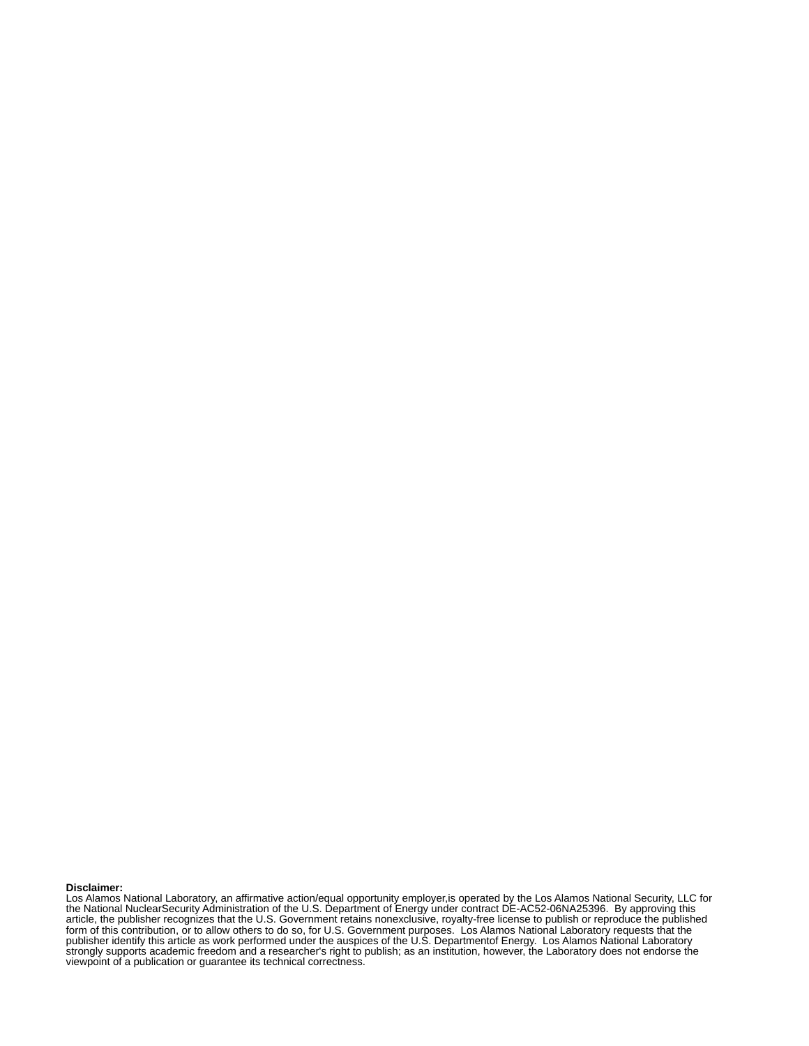**Disclaimer:**
Los Alamos National Laboratory, an affirmative action/equal opportunity employer,is operated by the Los Alamos National Security, LLC for the National NuclearSecurity Administration of the U.S. Department of Energy under contract DE-AC52-06NA25396. By approving this article, the publisher recognizes that the U.S. Government retains nonexclusive, royalty-free license to publish or reproduce the published form of this contribution, or to allow others to do so, for U.S. Government purposes. Los Alamos National Laboratory requests that the publisher identify this article as work performed under the auspices of the U.S. Departmentof Energy. Los Alamos National Laboratory strongly supports academic freedom and a researcher's right to publish; as an institution, however, the Laboratory does not endorse the viewpoint of a publication or guarantee its technical correctness.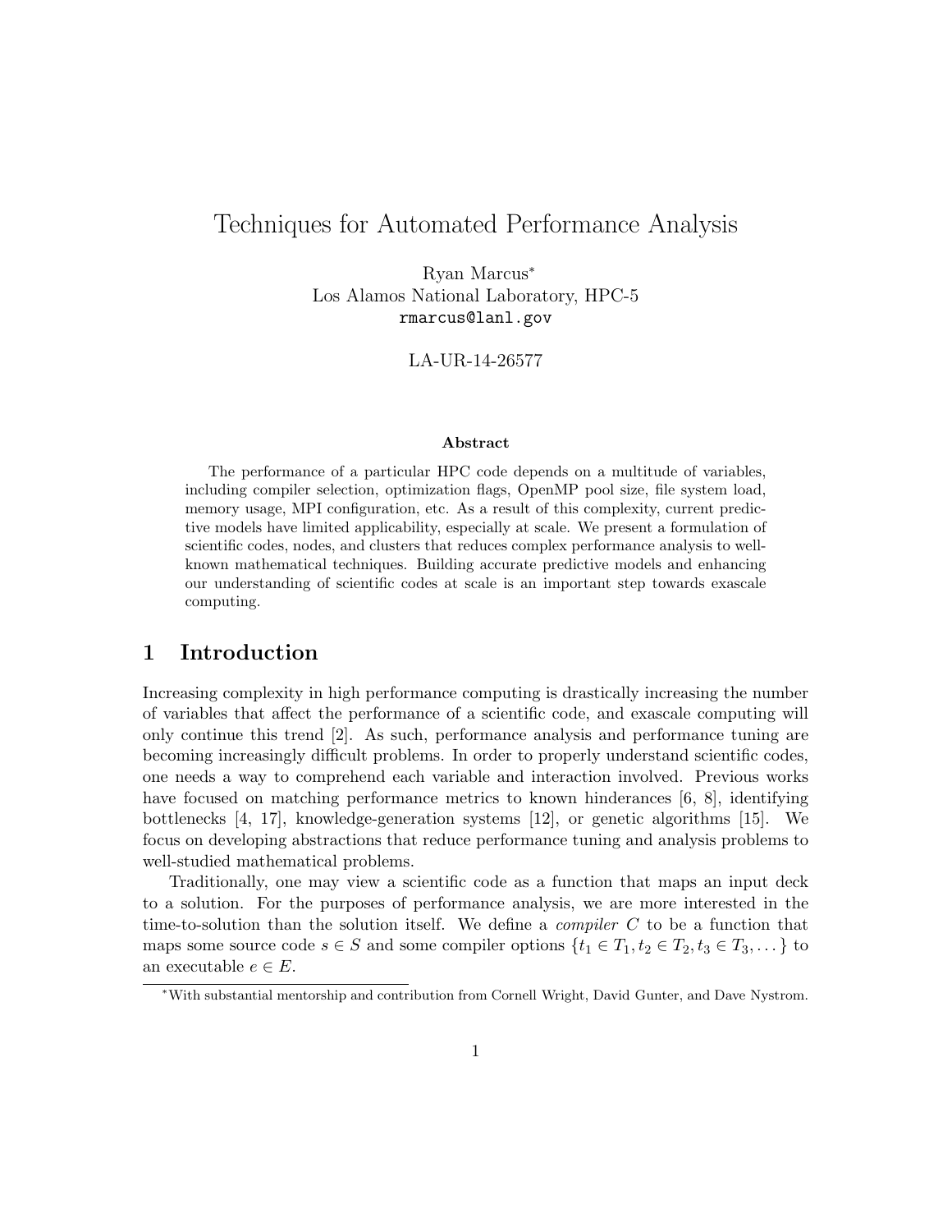# Techniques for Automated Performance Analysis

Ryan Marcus[*]
Los Alamos National Laboratory, HPC-5
`rmarcus@lanl.gov`

LA-UR-14-26577

**Abstract**

The performance of a particular HPC code depends on a multitude of variables, including compiler selection, optimization flags, OpenMP pool size, file system load, memory usage, MPI configuration, etc. As a result of this complexity, current predictive models have limited applicability, especially at scale. We present a formulation of scientific codes, nodes, and clusters that reduces complex performance analysis to well-known mathematical techniques. Building accurate predictive models and enhancing our understanding of scientific codes at scale is an important step towards exascale computing.

## 1 Introduction

Increasing complexity in high performance computing is drastically increasing the number of variables that affect the performance of a scientific code, and exascale computing will only continue this trend [2]. As such, performance analysis and performance tuning are becoming increasingly difficult problems. In order to properly understand scientific codes, one needs a way to comprehend each variable and interaction involved. Previous works have focused on matching performance metrics to known hinderances [6, 8], identifying bottlenecks [4, 17], knowledge-generation systems [12], or genetic algorithms [15]. We focus on developing abstractions that reduce performance tuning and analysis problems to well-studied mathematical problems.

Traditionally, one may view a scientific code as a function that maps an input deck to a solution. For the purposes of performance analysis, we are more interested in the time-to-solution than the solution itself. We define a *compiler* $C$ to be a function that maps some source code $s \in S$ and some compiler options $\{t_1 \in T_1, t_2 \in T_2, t_3 \in T_3, \dots\}$ to an executable $e \in E$.

[*] With substantial mentorship and contribution from Cornell Wright, David Gunter, and Dave Nystrom.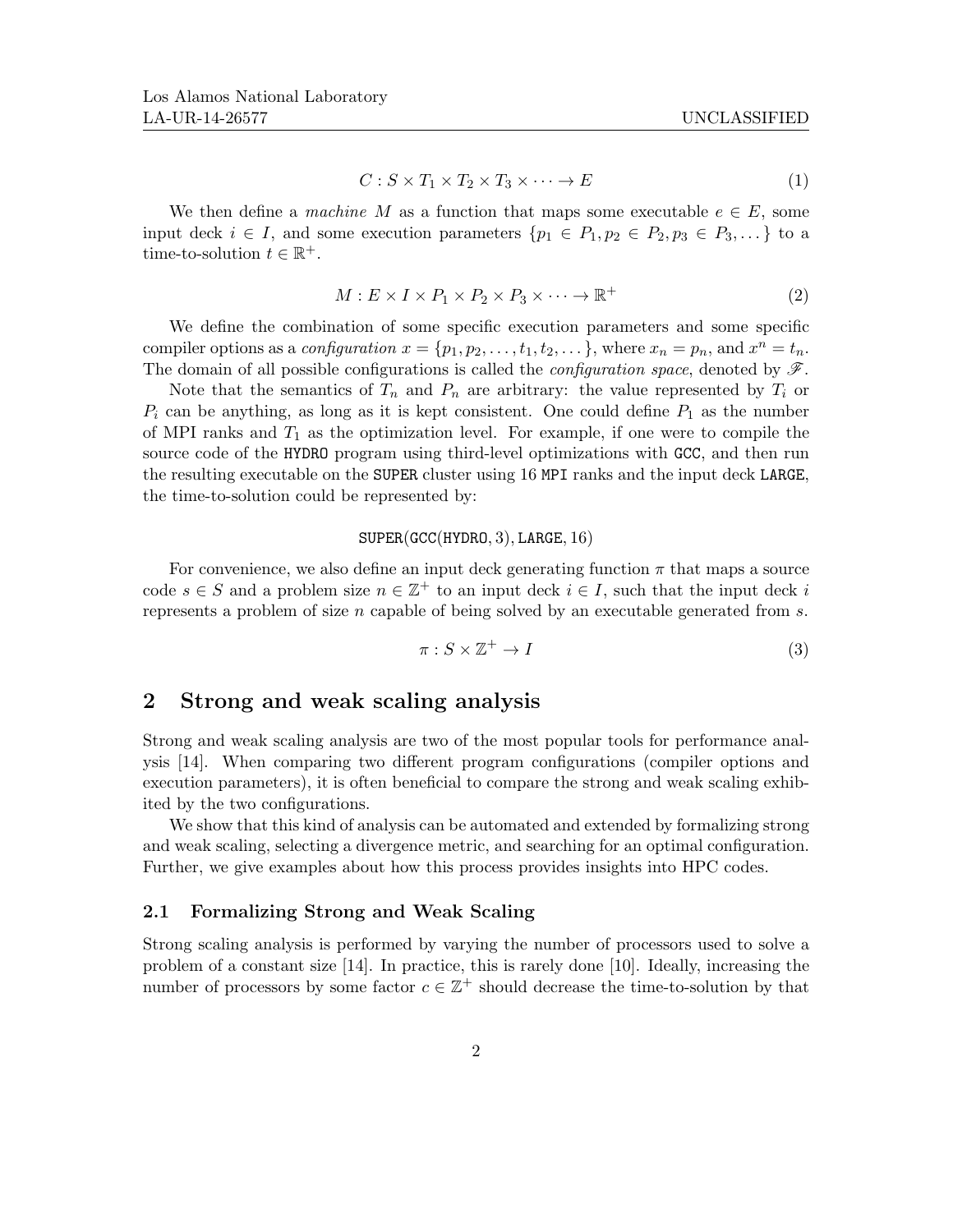$$C : S \times T_1 \times T_2 \times T_3 \times \cdots \to E \tag{1}$$

We then define a *machine* $M$ as a function that maps some executable $e \in E$, some input deck $i \in I$, and some execution parameters $\{p_1 \in P_1, p_2 \in P_2, p_3 \in P_3, \dots\}$ to a time-to-solution $t \in \mathbb{R}^+$.

$$M : E \times I \times P_1 \times P_2 \times P_3 \times \cdots \to \mathbb{R}^+ \tag{2}$$

We define the combination of some specific execution parameters and some specific compiler options as a *configuration* $x = \{p_1, p_2, \dots, t_1, t_2, \dots\}$, where $x_n = p_n$, and $x^n = t_n$. The domain of all possible configurations is called the *configuration space*, denoted by $\mathscr{F}$.

Note that the semantics of $T_n$ and $P_n$ are arbitrary: the value represented by $T_i$ or $P_i$ can be anything, as long as it is kept consistent. One could define $P_1$ as the number of MPI ranks and $T_1$ as the optimization level. For example, if one were to compile the source code of the `HYDRO` program using third-level optimizations with `GCC`, and then run the resulting executable on the `SUPER` cluster using 16 `MPI` ranks and the input deck `LARGE`, the time-to-solution could be represented by:

$$\texttt{SUPER}(\texttt{GCC}(\texttt{HYDRO}, 3), \texttt{LARGE}, 16)$$

For convenience, we also define an input deck generating function $\pi$ that maps a source code $s \in S$ and a problem size $n \in \mathbb{Z}^+$ to an input deck $i \in I$, such that the input deck $i$ represents a problem of size $n$ capable of being solved by an executable generated from $s$.

$$\pi : S \times \mathbb{Z}^+ \to I \tag{3}$$

## 2 Strong and weak scaling analysis

Strong and weak scaling analysis are two of the most popular tools for performance analysis [14]. When comparing two different program configurations (compiler options and execution parameters), it is often beneficial to compare the strong and weak scaling exhibited by the two configurations.

We show that this kind of analysis can be automated and extended by formalizing strong and weak scaling, selecting a divergence metric, and searching for an optimal configuration. Further, we give examples about how this process provides insights into HPC codes.

### 2.1 Formalizing Strong and Weak Scaling

Strong scaling analysis is performed by varying the number of processors used to solve a problem of a constant size [14]. In practice, this is rarely done [10]. Ideally, increasing the number of processors by some factor $c \in \mathbb{Z}^+$ should decrease the time-to-solution by that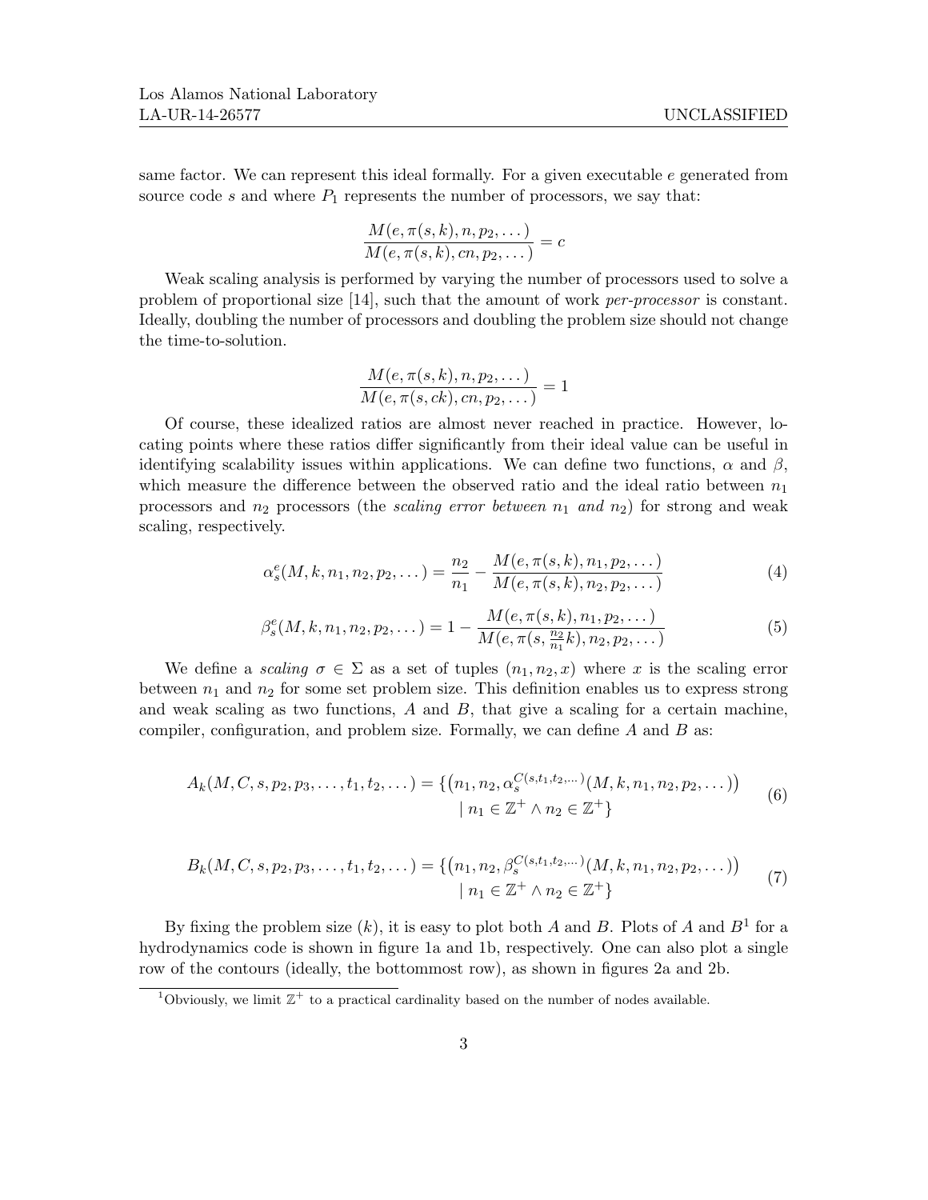same factor. We can represent this ideal formally. For a given executable $e$ generated from source code $s$ and where $P_1$ represents the number of processors, we say that:

$$\frac{M(e, \pi(s,k), n, p_2, \dots)}{M(e, \pi(s,k), cn, p_2, \dots)} = c$$

Weak scaling analysis is performed by varying the number of processors used to solve a problem of proportional size [14], such that the amount of work *per-processor* is constant. Ideally, doubling the number of processors and doubling the problem size should not change the time-to-solution.

$$\frac{M(e, \pi(s,k), n, p_2, \dots)}{M(e, \pi(s,ck), cn, p_2, \dots)} = 1$$

Of course, these idealized ratios are almost never reached in practice. However, locating points where these ratios differ significantly from their ideal value can be useful in identifying scalability issues within applications. We can define two functions, $\alpha$ and $\beta$, which measure the difference between the observed ratio and the ideal ratio between $n_1$ processors and $n_2$ processors (the *scaling error between* $n_1$ *and* $n_2$) for strong and weak scaling, respectively.

$$\alpha_s^e(M, k, n_1, n_2, p_2, \dots) = \frac{n_2}{n_1} - \frac{M(e, \pi(s,k), n_1, p_2, \dots)}{M(e, \pi(s,k), n_2, p_2, \dots)} \tag{4}$$

$$\beta_s^e(M, k, n_1, n_2, p_2, \dots) = 1 - \frac{M(e, \pi(s,k), n_1, p_2, \dots)}{M(e, \pi(s, \frac{n_2}{n_1}k), n_2, p_2, \dots)} \tag{5}$$

We define a *scaling* $\sigma \in \Sigma$ as a set of tuples $(n_1, n_2, x)$ where $x$ is the scaling error between $n_1$ and $n_2$ for some set problem size. This definition enables us to express strong and weak scaling as two functions, $A$ and $B$, that give a scaling for a certain machine, compiler, configuration, and problem size. Formally, we can define $A$ and $B$ as:

$$A_k(M, C, s, p_2, p_3, \dots, t_1, t_2, \dots) = \{ \left(n_1, n_2, \alpha_s^{C(s,t_1,t_2,\dots)}(M, k, n_1, n_2, p_2, \dots)\right) \mid n_1 \in \mathbb{Z}^+ \wedge n_2 \in \mathbb{Z}^+ \} \tag{6}$$

$$B_k(M, C, s, p_2, p_3, \dots, t_1, t_2, \dots) = \{ \left(n_1, n_2, \beta_s^{C(s,t_1,t_2,\dots)}(M, k, n_1, n_2, p_2, \dots)\right) \mid n_1 \in \mathbb{Z}^+ \wedge n_2 \in \mathbb{Z}^+ \} \tag{7}$$

By fixing the problem size ($k$), it is easy to plot both $A$ and $B$. Plots of $A$ and $B$[1] for a hydrodynamics code is shown in figure 1a and 1b, respectively. One can also plot a single row of the contours (ideally, the bottommost row), as shown in figures 2a and 2b.

[1] Obviously, we limit $\mathbb{Z}^+$ to a practical cardinality based on the number of nodes available.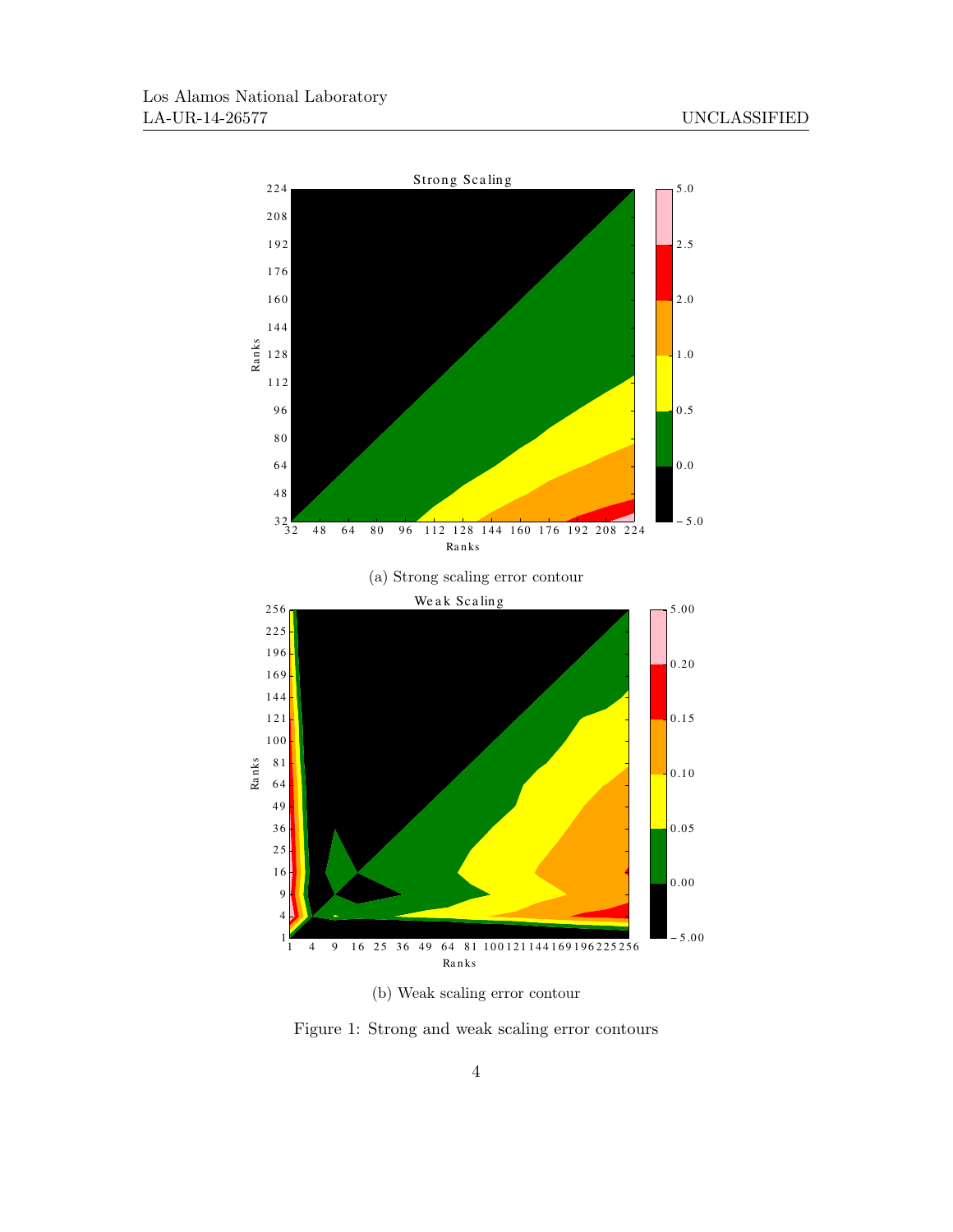(a) Strong scaling error contour

(b) Weak scaling error contour

Figure 1: Strong and weak scaling error contours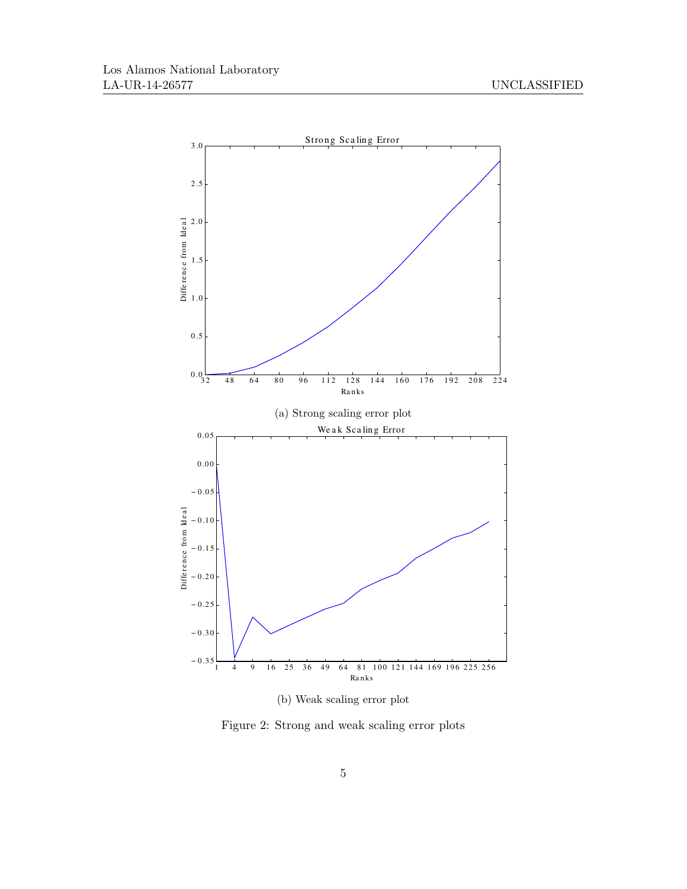(a) Strong scaling error plot

(b) Weak scaling error plot

Figure 2: Strong and weak scaling error plots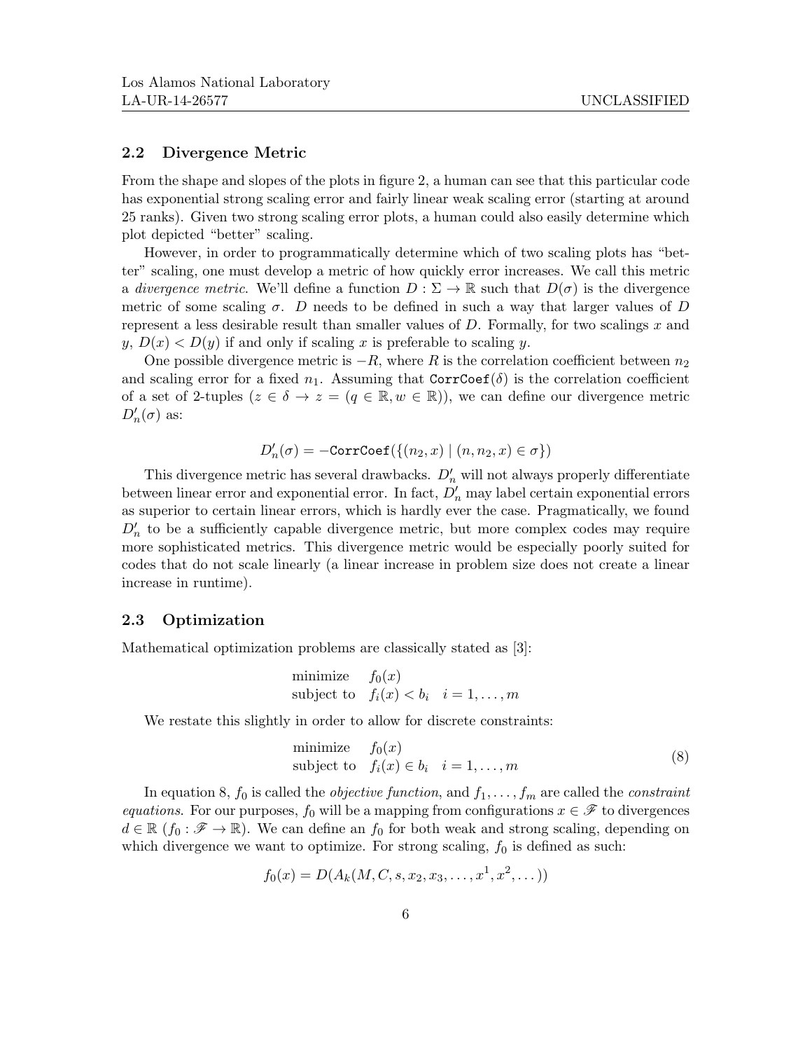### 2.2 Divergence Metric

From the shape and slopes of the plots in figure 2, a human can see that this particular code has exponential strong scaling error and fairly linear weak scaling error (starting at around 25 ranks). Given two strong scaling error plots, a human could also easily determine which plot depicted "better" scaling.

However, in order to programmatically determine which of two scaling plots has "better" scaling, one must develop a metric of how quickly error increases. We call this metric a *divergence metric*. We'll define a function $D : \Sigma \to \mathbb{R}$ such that $D(\sigma)$ is the divergence metric of some scaling $\sigma$. $D$ needs to be defined in such a way that larger values of $D$ represent a less desirable result than smaller values of $D$. Formally, for two scalings $x$ and $y$, $D(x) < D(y)$ if and only if scaling $x$ is preferable to scaling $y$.

One possible divergence metric is $-R$, where $R$ is the correlation coefficient between $n_2$ and scaling error for a fixed $n_1$. Assuming that $\texttt{CorrCoef}(\delta)$ is the correlation coefficient of a set of 2-tuples ($z \in \delta \to z = (q \in \mathbb{R}, w \in \mathbb{R})$), we can define our divergence metric $D'_n(\sigma)$ as:

$$D'_n(\sigma) = -\texttt{CorrCoef}(\{(n_2, x) \mid (n, n_2, x) \in \sigma\})$$

This divergence metric has several drawbacks. $D'_n$ will not always properly differentiate between linear error and exponential error. In fact, $D'_n$ may label certain exponential errors as superior to certain linear errors, which is hardly ever the case. Pragmatically, we found $D'_n$ to be a sufficiently capable divergence metric, but more complex codes may require more sophisticated metrics. This divergence metric would be especially poorly suited for codes that do not scale linearly (a linear increase in problem size does not create a linear increase in runtime).

### 2.3 Optimization

Mathematical optimization problems are classically stated as [3]:

$$\begin{array}{ll} \text{minimize} & f_0(x) \\ \text{subject to} & f_i(x) < b_i \quad i = 1, \ldots, m \end{array}$$

We restate this slightly in order to allow for discrete constraints:

$$\begin{array}{ll} \text{minimize} & f_0(x) \\ \text{subject to} & f_i(x) \in b_i \quad i = 1, \ldots, m \end{array} \tag{8}$$

In equation 8, $f_0$ is called the *objective function*, and $f_1, \ldots, f_m$ are called the *constraint equations*. For our purposes, $f_0$ will be a mapping from configurations $x \in \mathscr{F}$ to divergences $d \in \mathbb{R}$ ($f_0 : \mathscr{F} \to \mathbb{R}$). We can define an $f_0$ for both weak and strong scaling, depending on which divergence we want to optimize. For strong scaling, $f_0$ is defined as such:

$$f_0(x) = D(A_k(M, C, s, x_2, x_3, \ldots, x^1, x^2, \ldots))$$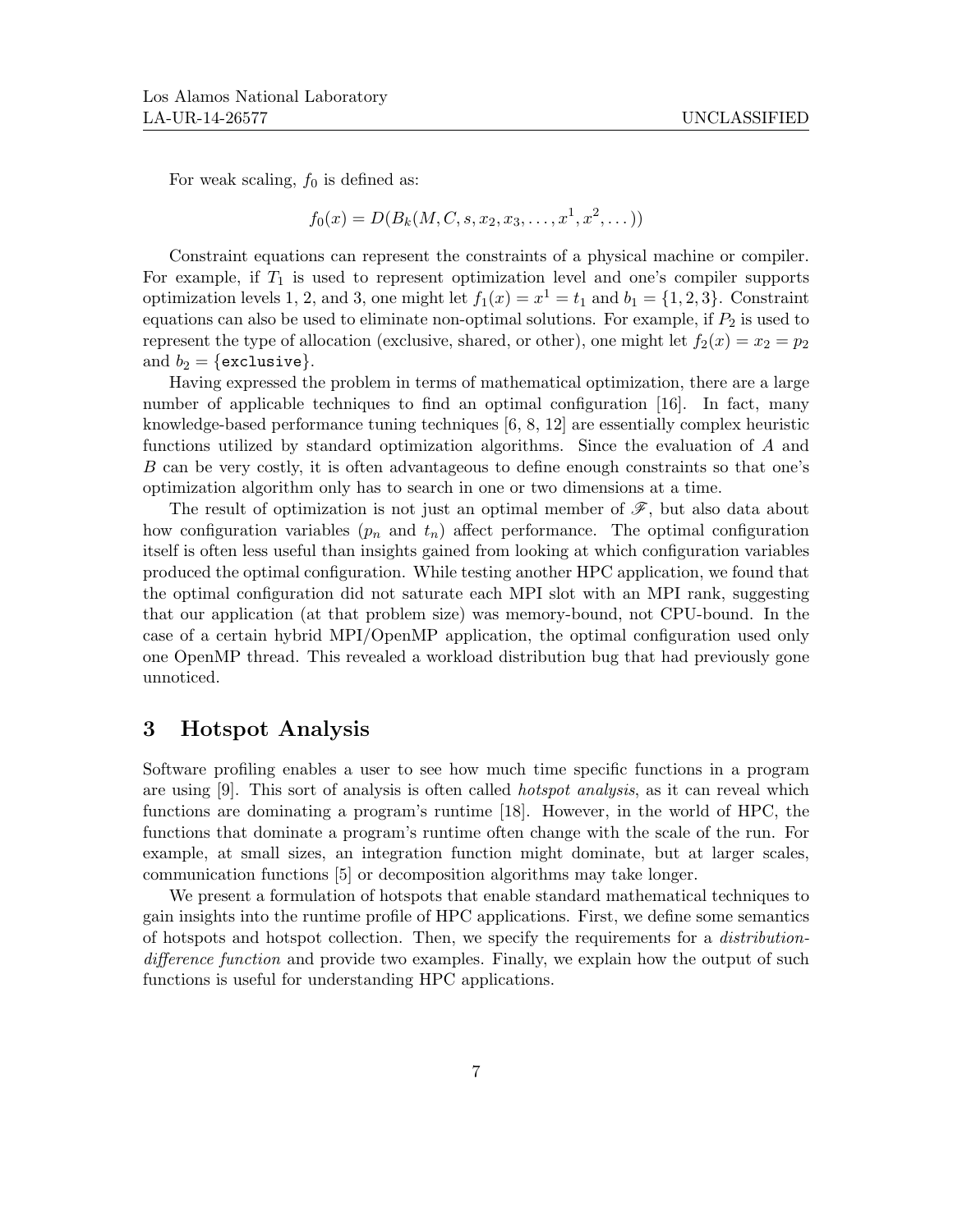For weak scaling, $f_0$ is defined as:

$$f_0(x) = D(B_k(M, C, s, x_2, x_3, \ldots, x^1, x^2, \ldots))$$

Constraint equations can represent the constraints of a physical machine or compiler. For example, if $T_1$ is used to represent optimization level and one's compiler supports optimization levels 1, 2, and 3, one might let $f_1(x) = x^1 = t_1$ and $b_1 = \{1, 2, 3\}$. Constraint equations can also be used to eliminate non-optimal solutions. For example, if $P_2$ is used to represent the type of allocation (exclusive, shared, or other), one might let $f_2(x) = x_2 = p_2$ and $b_2 = \{\texttt{exclusive}\}$.

Having expressed the problem in terms of mathematical optimization, there are a large number of applicable techniques to find an optimal configuration [16]. In fact, many knowledge-based performance tuning techniques [6, 8, 12] are essentially complex heuristic functions utilized by standard optimization algorithms. Since the evaluation of $A$ and $B$ can be very costly, it is often advantageous to define enough constraints so that one's optimization algorithm only has to search in one or two dimensions at a time.

The result of optimization is not just an optimal member of $\mathscr{F}$, but also data about how configuration variables ($p_n$ and $t_n$) affect performance. The optimal configuration itself is often less useful than insights gained from looking at which configuration variables produced the optimal configuration. While testing another HPC application, we found that the optimal configuration did not saturate each MPI slot with an MPI rank, suggesting that our application (at that problem size) was memory-bound, not CPU-bound. In the case of a certain hybrid MPI/OpenMP application, the optimal configuration used only one OpenMP thread. This revealed a workload distribution bug that had previously gone unnoticed.

## 3 Hotspot Analysis

Software profiling enables a user to see how much time specific functions in a program are using [9]. This sort of analysis is often called *hotspot analysis*, as it can reveal which functions are dominating a program's runtime [18]. However, in the world of HPC, the functions that dominate a program's runtime often change with the scale of the run. For example, at small sizes, an integration function might dominate, but at larger scales, communication functions [5] or decomposition algorithms may take longer.

We present a formulation of hotspots that enable standard mathematical techniques to gain insights into the runtime profile of HPC applications. First, we define some semantics of hotspots and hotspot collection. Then, we specify the requirements for a *distribution-difference function* and provide two examples. Finally, we explain how the output of such functions is useful for understanding HPC applications.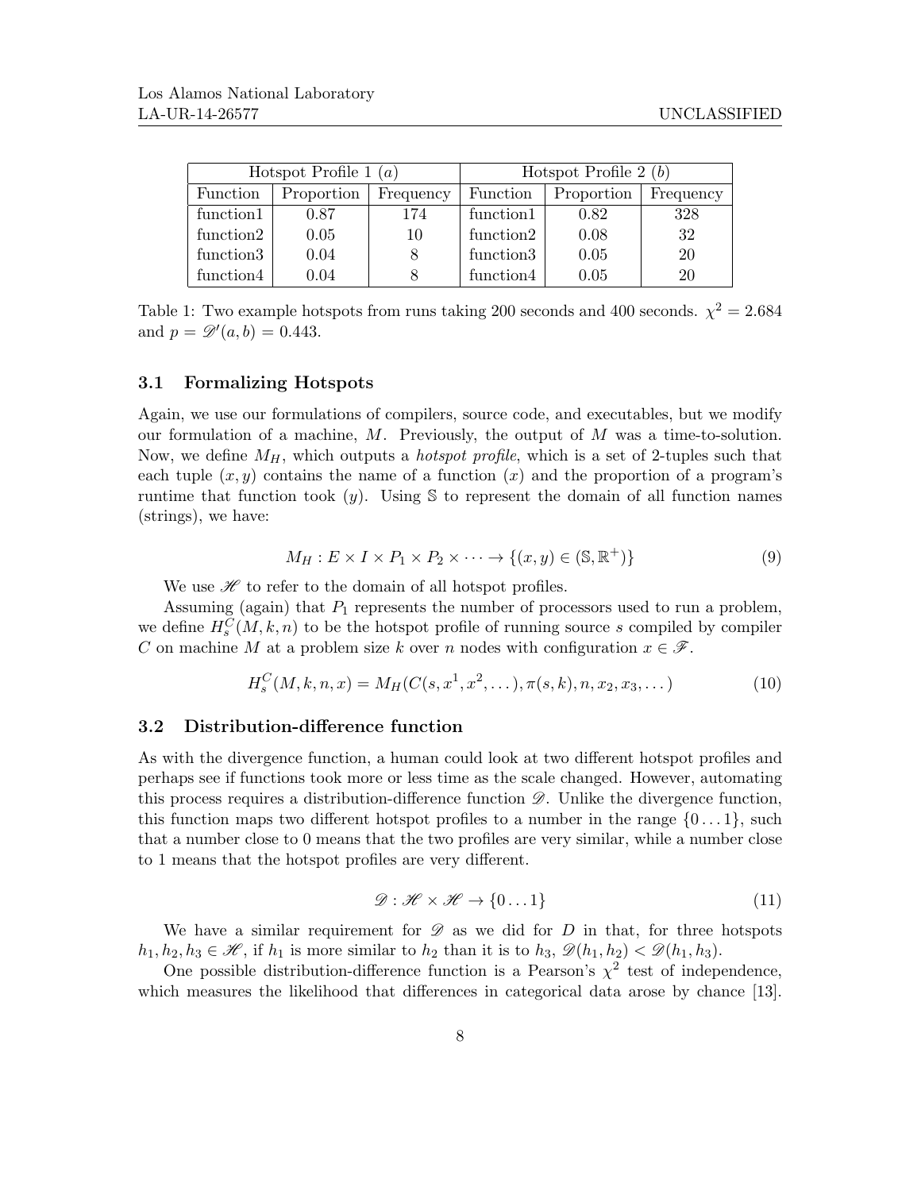| Hotspot Profile 1 ($a$) | | | Hotspot Profile 2 ($b$) | | |
|---|---|---|---|---|---|
| Function | Proportion | Frequency | Function | Proportion | Frequency |
| function1 | 0.87 | 174 | function1 | 0.82 | 328 |
| function2 | 0.05 | 10 | function2 | 0.08 | 32 |
| function3 | 0.04 | 8 | function3 | 0.05 | 20 |
| function4 | 0.04 | 8 | function4 | 0.05 | 20 |

Table 1: Two example hotspots from runs taking 200 seconds and 400 seconds. $\chi^2 = 2.684$ and $p = \mathscr{D}'(a, b) = 0.443$.

### 3.1 Formalizing Hotspots

Again, we use our formulations of compilers, source code, and executables, but we modify our formulation of a machine, $M$. Previously, the output of $M$ was a time-to-solution. Now, we define $M_H$, which outputs a *hotspot profile*, which is a set of 2-tuples such that each tuple $(x, y)$ contains the name of a function ($x$) and the proportion of a program's runtime that function took ($y$). Using $\mathbb{S}$ to represent the domain of all function names (strings), we have:

$$M_H : E \times I \times P_1 \times P_2 \times \cdots \to \{(x, y) \in (\mathbb{S}, \mathbb{R}^+)\} \tag{9}$$

We use $\mathscr{H}$ to refer to the domain of all hotspot profiles.

Assuming (again) that $P_1$ represents the number of processors used to run a problem, we define $H_s^C(M, k, n)$ to be the hotspot profile of running source $s$ compiled by compiler $C$ on machine $M$ at a problem size $k$ over $n$ nodes with configuration $x \in \mathscr{F}$.

$$H_s^C(M, k, n, x) = M_H(C(s, x^1, x^2, \dots), \pi(s, k), n, x_2, x_3, \dots) \tag{10}$$

### 3.2 Distribution-difference function

As with the divergence function, a human could look at two different hotspot profiles and perhaps see if functions took more or less time as the scale changed. However, automating this process requires a distribution-difference function $\mathscr{D}$. Unlike the divergence function, this function maps two different hotspot profiles to a number in the range $\{0 \dots 1\}$, such that a number close to 0 means that the two profiles are very similar, while a number close to 1 means that the hotspot profiles are very different.

$$\mathscr{D} : \mathscr{H} \times \mathscr{H} \to \{0 \dots 1\} \tag{11}$$

We have a similar requirement for $\mathscr{D}$ as we did for $D$ in that, for three hotspots $h_1, h_2, h_3 \in \mathscr{H}$, if $h_1$ is more similar to $h_2$ than it is to $h_3$, $\mathscr{D}(h_1, h_2) < \mathscr{D}(h_1, h_3)$.

One possible distribution-difference function is a Pearson's $\chi^2$ test of independence, which measures the likelihood that differences in categorical data arose by chance [13].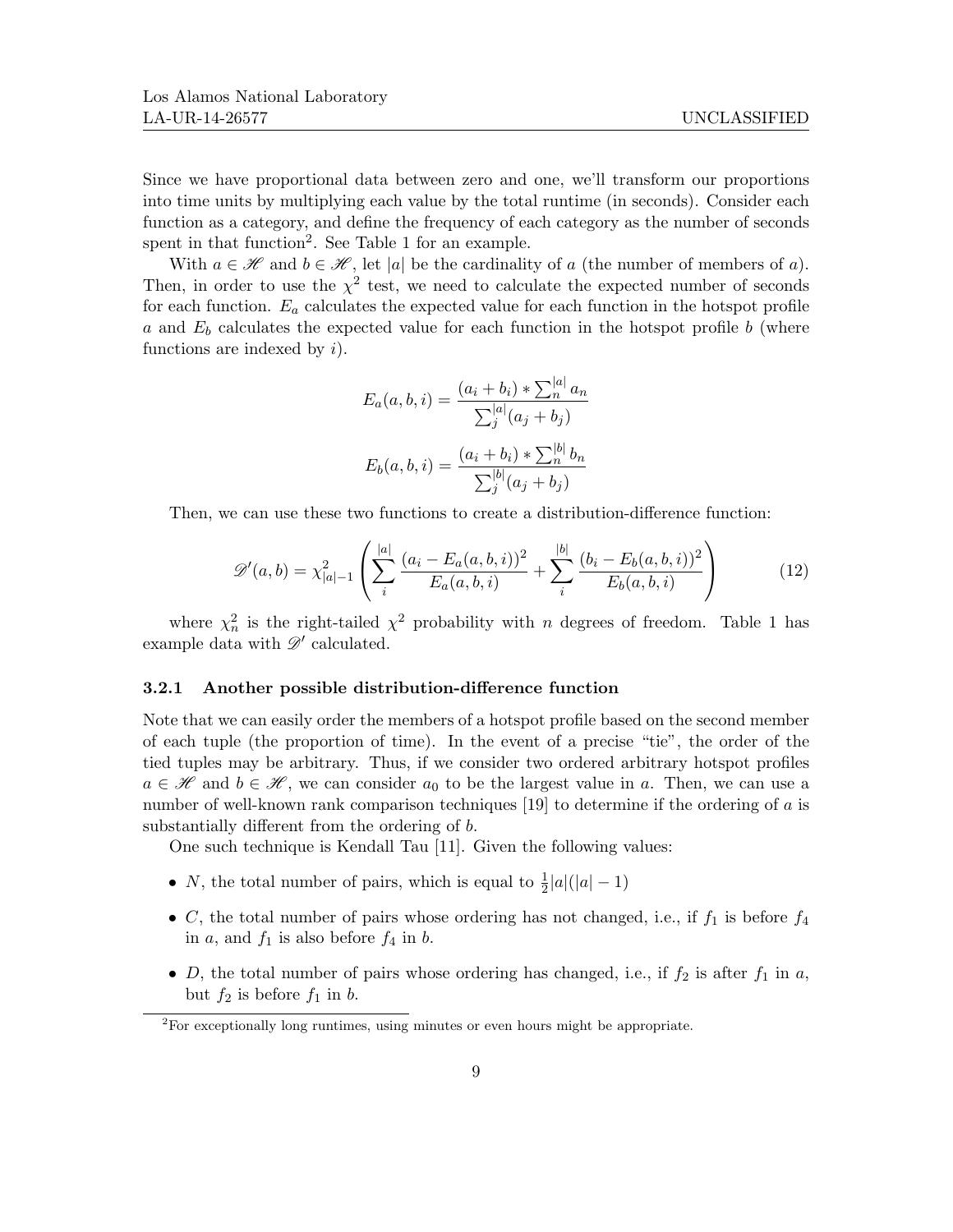Since we have proportional data between zero and one, we'll transform our proportions into time units by multiplying each value by the total runtime (in seconds). Consider each function as a category, and define the frequency of each category as the number of seconds spent in that function[2]. See Table 1 for an example.

With $a \in \mathscr{H}$ and $b \in \mathscr{H}$, let $|a|$ be the cardinality of $a$ (the number of members of $a$). Then, in order to use the $\chi^2$ test, we need to calculate the expected number of seconds for each function. $E_a$ calculates the expected value for each function in the hotspot profile $a$ and $E_b$ calculates the expected value for each function in the hotspot profile $b$ (where functions are indexed by $i$).

$$E_a(a, b, i) = \frac{(a_i + b_i) * \sum_n^{|a|} a_n}{\sum_j^{|a|} (a_j + b_j)}$$

$$E_b(a, b, i) = \frac{(a_i + b_i) * \sum_n^{|b|} b_n}{\sum_j^{|b|} (a_j + b_j)}$$

Then, we can use these two functions to create a distribution-difference function:

$$\mathscr{D}'(a, b) = \chi^2_{|a|-1} \left( \sum_i^{|a|} \frac{(a_i - E_a(a, b, i))^2}{E_a(a, b, i)} + \sum_i^{|b|} \frac{(b_i - E_b(a, b, i))^2}{E_b(a, b, i)} \right) \tag{12}$$

where $\chi^2_n$ is the right-tailed $\chi^2$ probability with $n$ degrees of freedom. Table 1 has example data with $\mathscr{D}'$ calculated.

### 3.2.1 Another possible distribution-difference function

Note that we can easily order the members of a hotspot profile based on the second member of each tuple (the proportion of time). In the event of a precise "tie", the order of the tied tuples may be arbitrary. Thus, if we consider two ordered arbitrary hotspot profiles $a \in \mathscr{H}$ and $b \in \mathscr{H}$, we can consider $a_0$ to be the largest value in $a$. Then, we can use a number of well-known rank comparison techniques [19] to determine if the ordering of $a$ is substantially different from the ordering of $b$.

One such technique is Kendall Tau [11]. Given the following values:

- $N$, the total number of pairs, which is equal to $\frac{1}{2}|a|(|a| - 1)$
- $C$, the total number of pairs whose ordering has not changed, i.e., if $f_1$ is before $f_4$ in $a$, and $f_1$ is also before $f_4$ in $b$.
- $D$, the total number of pairs whose ordering has changed, i.e., if $f_2$ is after $f_1$ in $a$, but $f_2$ is before $f_1$ in $b$.

[2] For exceptionally long runtimes, using minutes or even hours might be appropriate.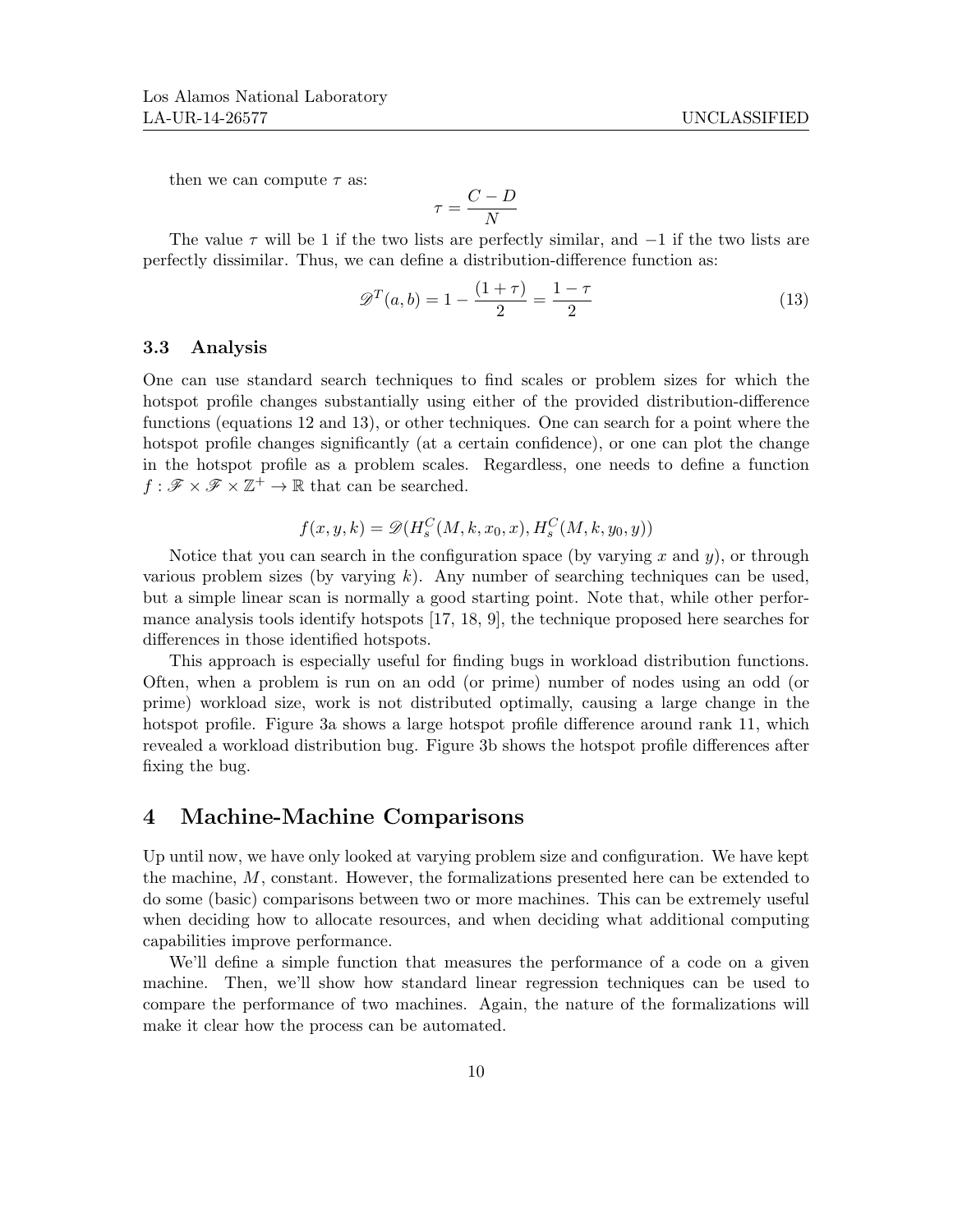then we can compute $\tau$ as:

$$\tau = \frac{C - D}{N}$$

The value $\tau$ will be 1 if the two lists are perfectly similar, and $-1$ if the two lists are perfectly dissimilar. Thus, we can define a distribution-difference function as:

$$\mathscr{D}^T(a, b) = 1 - \frac{(1 + \tau)}{2} = \frac{1 - \tau}{2} \tag{13}$$

### 3.3 Analysis

One can use standard search techniques to find scales or problem sizes for which the hotspot profile changes substantially using either of the provided distribution-difference functions (equations 12 and 13), or other techniques. One can search for a point where the hotspot profile changes significantly (at a certain confidence), or one can plot the change in the hotspot profile as a problem scales. Regardless, one needs to define a function $f : \mathscr{F} \times \mathscr{F} \times \mathbb{Z}^+ \to \mathbb{R}$ that can be searched.

$$f(x, y, k) = \mathscr{D}(H_s^C(M, k, x_0, x), H_s^C(M, k, y_0, y))$$

Notice that you can search in the configuration space (by varying $x$ and $y$), or through various problem sizes (by varying $k$). Any number of searching techniques can be used, but a simple linear scan is normally a good starting point. Note that, while other performance analysis tools identify hotspots [17, 18, 9], the technique proposed here searches for differences in those identified hotspots.

This approach is especially useful for finding bugs in workload distribution functions. Often, when a problem is run on an odd (or prime) number of nodes using an odd (or prime) workload size, work is not distributed optimally, causing a large change in the hotspot profile. Figure 3a shows a large hotspot profile difference around rank 11, which revealed a workload distribution bug. Figure 3b shows the hotspot profile differences after fixing the bug.

## 4 Machine-Machine Comparisons

Up until now, we have only looked at varying problem size and configuration. We have kept the machine, $M$, constant. However, the formalizations presented here can be extended to do some (basic) comparisons between two or more machines. This can be extremely useful when deciding how to allocate resources, and when deciding what additional computing capabilities improve performance.

We'll define a simple function that measures the performance of a code on a given machine. Then, we'll show how standard linear regression techniques can be used to compare the performance of two machines. Again, the nature of the formalizations will make it clear how the process can be automated.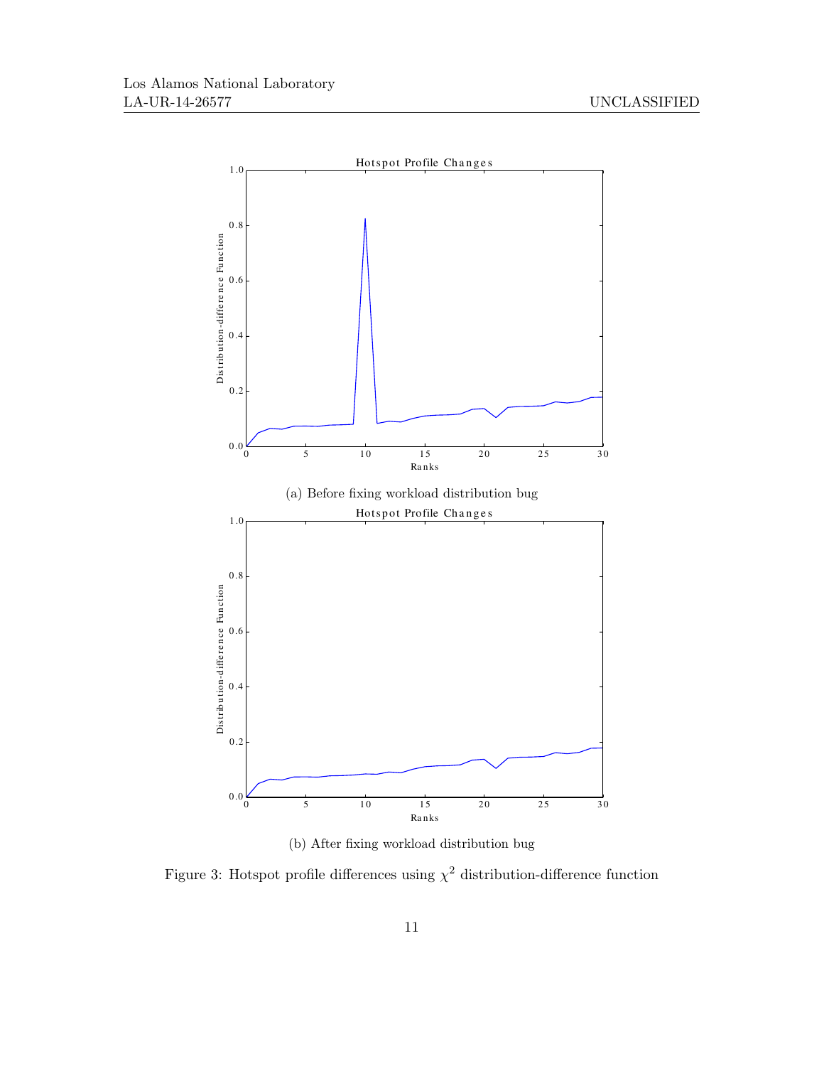(a) Before fixing workload distribution bug

(b) After fixing workload distribution bug

Figure 3: Hotspot profile differences using $\chi^2$ distribution-difference function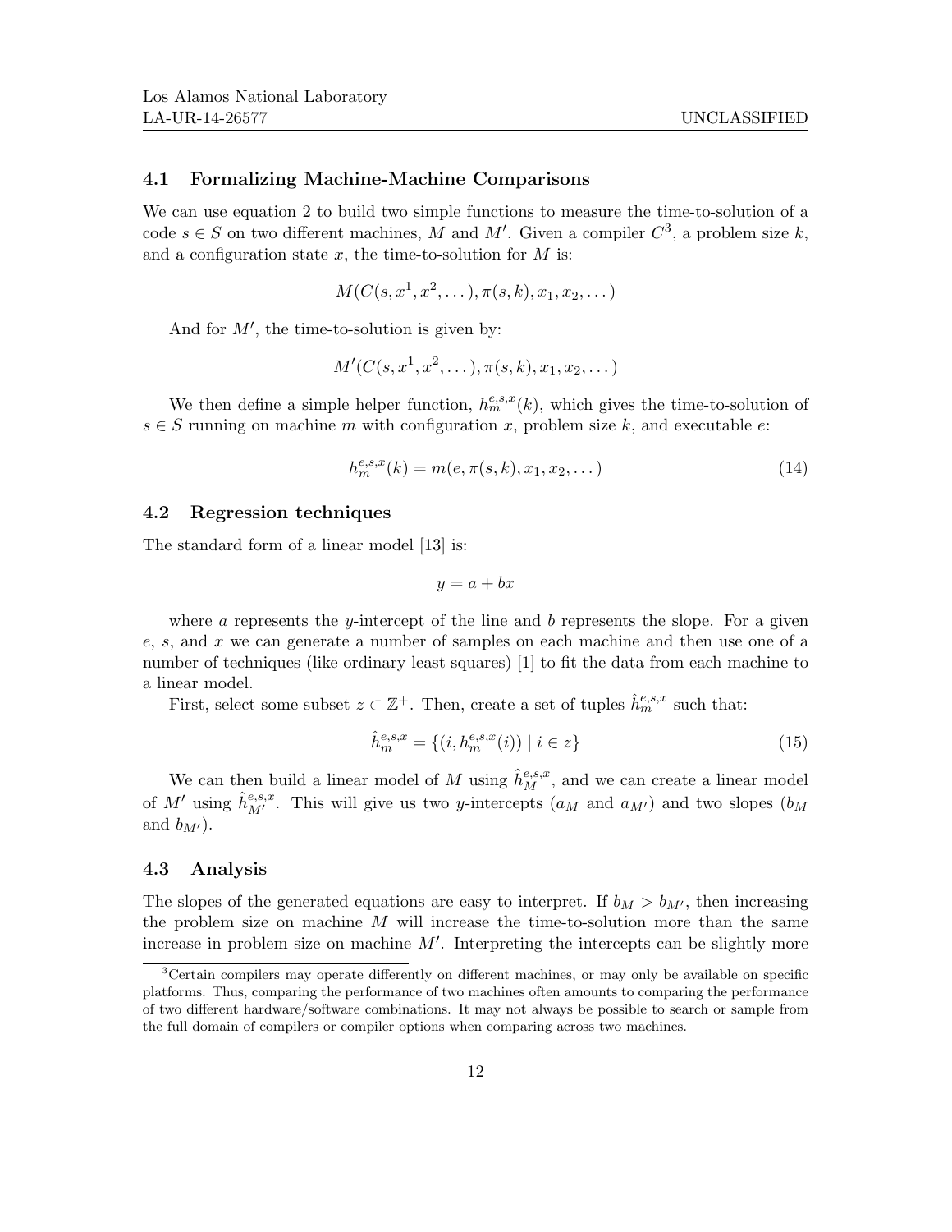### 4.1 Formalizing Machine-Machine Comparisons

We can use equation 2 to build two simple functions to measure the time-to-solution of a code $s \in S$ on two different machines, $M$ and $M'$. Given a compiler $C$[3], a problem size $k$, and a configuration state $x$, the time-to-solution for $M$ is:

$$M(C(s, x^1, x^2, \dots), \pi(s, k), x_1, x_2, \dots)$$

And for $M'$, the time-to-solution is given by:

$$M'(C(s, x^1, x^2, \dots), \pi(s, k), x_1, x_2, \dots)$$

We then define a simple helper function, $h_m^{e,s,x}(k)$, which gives the time-to-solution of $s \in S$ running on machine $m$ with configuration $x$, problem size $k$, and executable $e$:

$$h_m^{e,s,x}(k) = m(e, \pi(s, k), x_1, x_2, \dots) \tag{14}$$

### 4.2 Regression techniques

The standard form of a linear model [13] is:

$$y = a + bx$$

where $a$ represents the $y$-intercept of the line and $b$ represents the slope. For a given $e$, $s$, and $x$ we can generate a number of samples on each machine and then use one of a number of techniques (like ordinary least squares) [1] to fit the data from each machine to a linear model.

First, select some subset $z \subset \mathbb{Z}^+$. Then, create a set of tuples $\hat{h}_m^{e,s,x}$ such that:

$$\hat{h}_m^{e,s,x} = \{(i, h_m^{e,s,x}(i)) \mid i \in z\} \tag{15}$$

We can then build a linear model of $M$ using $\hat{h}_M^{e,s,x}$, and we can create a linear model of $M'$ using $\hat{h}_{M'}^{e,s,x}$. This will give us two $y$-intercepts ($a_M$ and $a_{M'}$) and two slopes ($b_M$ and $b_{M'}$).

### 4.3 Analysis

The slopes of the generated equations are easy to interpret. If $b_M > b_{M'}$, then increasing the problem size on machine $M$ will increase the time-to-solution more than the same increase in problem size on machine $M'$. Interpreting the intercepts can be slightly more

[3] Certain compilers may operate differently on different machines, or may only be available on specific platforms. Thus, comparing the performance of two machines often amounts to comparing the performance of two different hardware/software combinations. It may not always be possible to search or sample from the full domain of compilers or compiler options when comparing across two machines.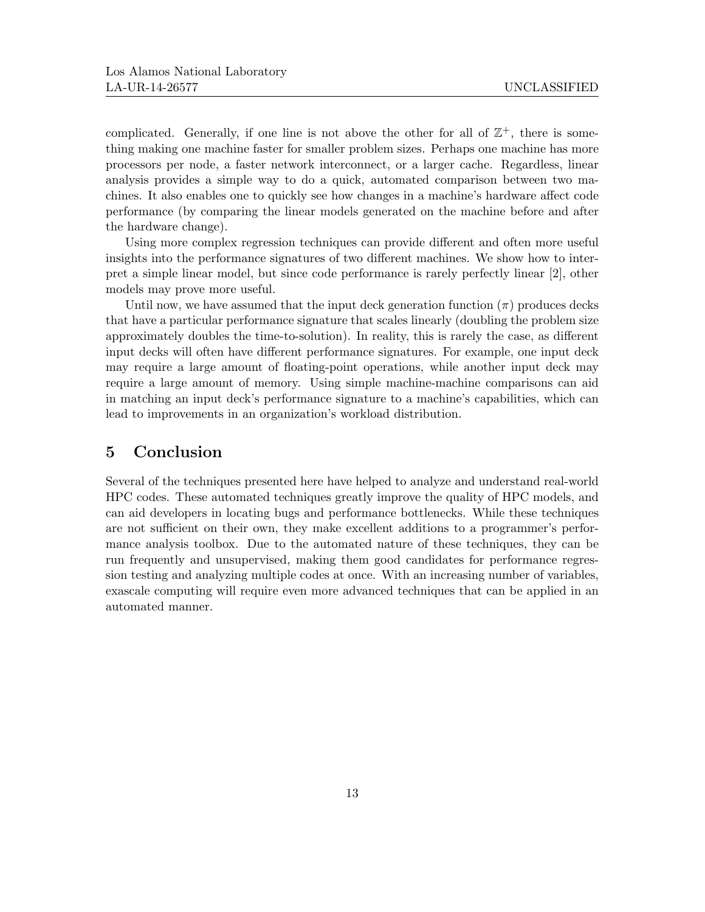complicated. Generally, if one line is not above the other for all of $\mathbb{Z}^+$, there is something making one machine faster for smaller problem sizes. Perhaps one machine has more processors per node, a faster network interconnect, or a larger cache. Regardless, linear analysis provides a simple way to do a quick, automated comparison between two machines. It also enables one to quickly see how changes in a machine's hardware affect code performance (by comparing the linear models generated on the machine before and after the hardware change).

Using more complex regression techniques can provide different and often more useful insights into the performance signatures of two different machines. We show how to interpret a simple linear model, but since code performance is rarely perfectly linear [2], other models may prove more useful.

Until now, we have assumed that the input deck generation function ($\pi$) produces decks that have a particular performance signature that scales linearly (doubling the problem size approximately doubles the time-to-solution). In reality, this is rarely the case, as different input decks will often have different performance signatures. For example, one input deck may require a large amount of floating-point operations, while another input deck may require a large amount of memory. Using simple machine-machine comparisons can aid in matching an input deck's performance signature to a machine's capabilities, which can lead to improvements in an organization's workload distribution.

## 5 Conclusion

Several of the techniques presented here have helped to analyze and understand real-world HPC codes. These automated techniques greatly improve the quality of HPC models, and can aid developers in locating bugs and performance bottlenecks. While these techniques are not sufficient on their own, they make excellent additions to a programmer's performance analysis toolbox. Due to the automated nature of these techniques, they can be run frequently and unsupervised, making them good candidates for performance regression testing and analyzing multiple codes at once. With an increasing number of variables, exascale computing will require even more advanced techniques that can be applied in an automated manner.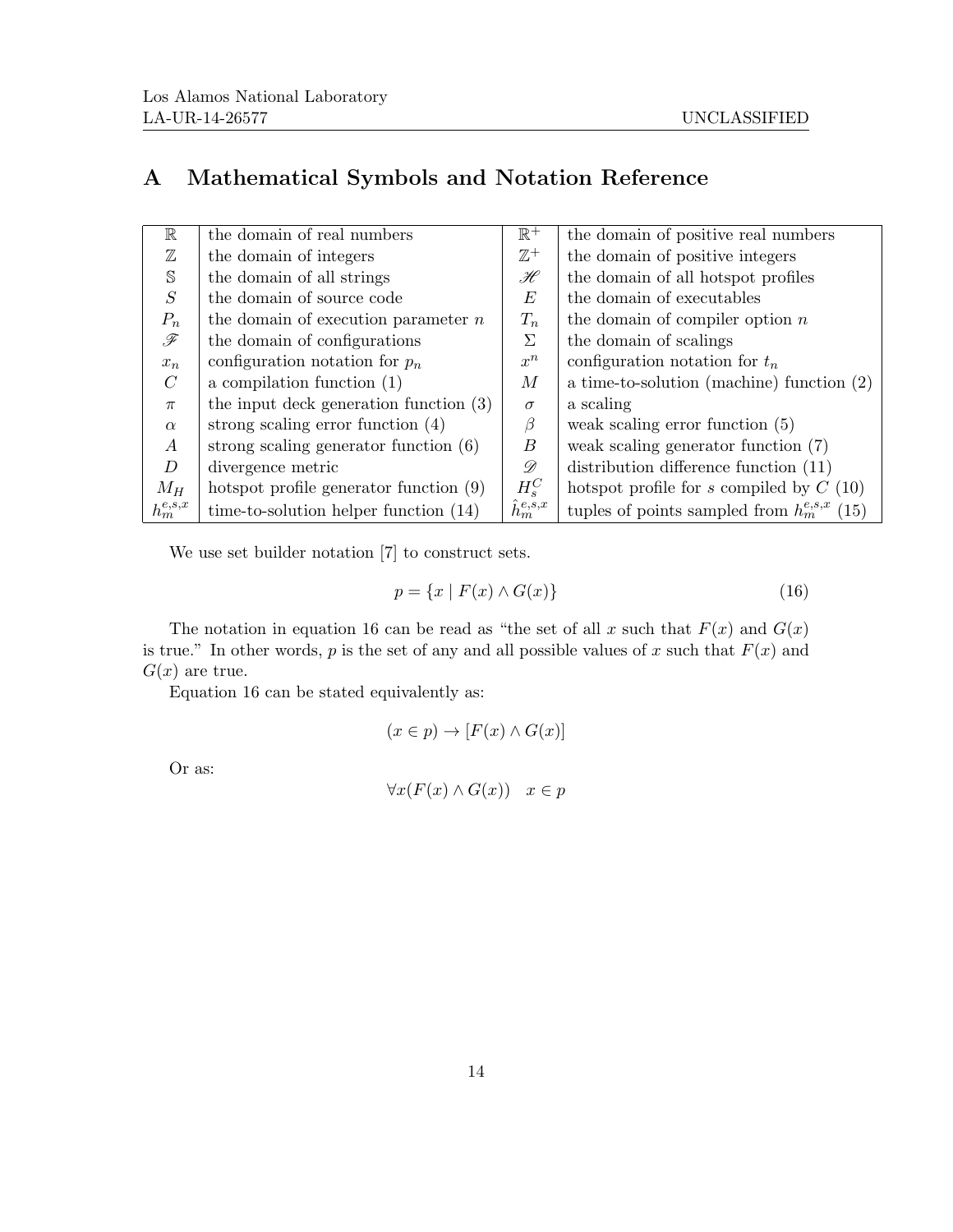# A Mathematical Symbols and Notation Reference

| | | | |
|---|---|---|---|
| $\mathbb{R}$ | the domain of real numbers | $\mathbb{R}^+$ | the domain of positive real numbers |
| $\mathbb{Z}$ | the domain of integers | $\mathbb{Z}^+$ | the domain of positive integers |
| $\mathbb{S}$ | the domain of all strings | $\mathscr{H}$ | the domain of all hotspot profiles |
| $S$ | the domain of source code | $E$ | the domain of executables |
| $P_n$ | the domain of execution parameter $n$ | $T_n$ | the domain of compiler option $n$ |
| $\mathscr{F}$ | the domain of configurations | $\Sigma$ | the domain of scalings |
| $x_n$ | configuration notation for $p_n$ | $x^n$ | configuration notation for $t_n$ |
| $C$ | a compilation function (1) | $M$ | a time-to-solution (machine) function (2) |
| $\pi$ | the input deck generation function (3) | $\sigma$ | a scaling |
| $\alpha$ | strong scaling error function (4) | $\beta$ | weak scaling error function (5) |
| $A$ | strong scaling generator function (6) | $B$ | weak scaling generator function (7) |
| $D$ | divergence metric | $\mathscr{D}$ | distribution difference function (11) |
| $M_H$ | hotspot profile generator function (9) | $H_s^C$ | hotspot profile for $s$ compiled by $C$ (10) |
| $h_m^{e,s,x}$ | time-to-solution helper function (14) | $\hat{h}_m^{e,s,x}$ | tuples of points sampled from $h_m^{e,s,x}$ (15) |

We use set builder notation [7] to construct sets.

$$p = \{x \mid F(x) \wedge G(x)\} \tag{16}$$

The notation in equation 16 can be read as "the set of all $x$ such that $F(x)$ and $G(x)$ is true." In other words, $p$ is the set of any and all possible values of $x$ such that $F(x)$ and $G(x)$ are true.

Equation 16 can be stated equivalently as:

$$(x \in p) \rightarrow [F(x) \wedge G(x)]$$

Or as:

$$\forall x (F(x) \wedge G(x)) \quad x \in p$$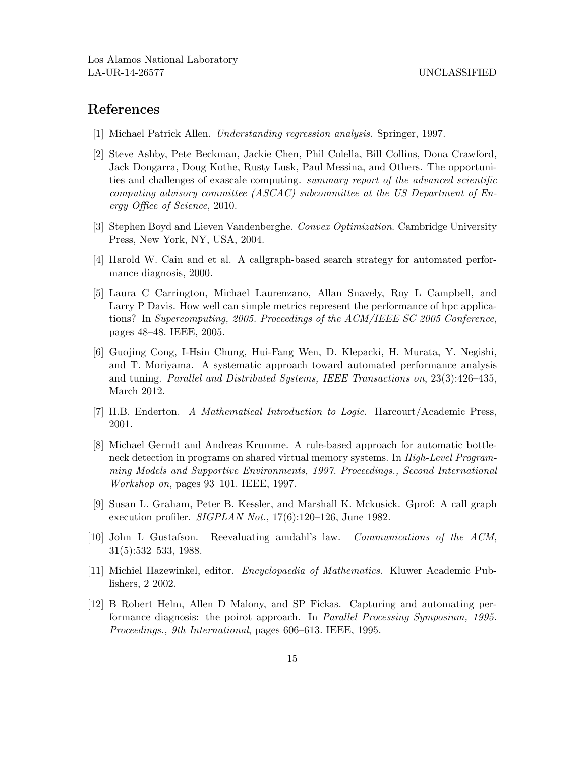## References

[1] Michael Patrick Allen. *Understanding regression analysis*. Springer, 1997.

[2] Steve Ashby, Pete Beckman, Jackie Chen, Phil Colella, Bill Collins, Dona Crawford, Jack Dongarra, Doug Kothe, Rusty Lusk, Paul Messina, and Others. The opportunities and challenges of exascale computing. *summary report of the advanced scientific computing advisory committee (ASCAC) subcommittee at the US Department of Energy Office of Science*, 2010.

[3] Stephen Boyd and Lieven Vandenberghe. *Convex Optimization*. Cambridge University Press, New York, NY, USA, 2004.

[4] Harold W. Cain and et al. A callgraph-based search strategy for automated performance diagnosis, 2000.

[5] Laura C Carrington, Michael Laurenzano, Allan Snavely, Roy L Campbell, and Larry P Davis. How well can simple metrics represent the performance of hpc applications? In *Supercomputing, 2005. Proceedings of the ACM/IEEE SC 2005 Conference*, pages 48–48. IEEE, 2005.

[6] Guojing Cong, I-Hsin Chung, Hui-Fang Wen, D. Klepacki, H. Murata, Y. Negishi, and T. Moriyama. A systematic approach toward automated performance analysis and tuning. *Parallel and Distributed Systems, IEEE Transactions on*, 23(3):426–435, March 2012.

[7] H.B. Enderton. *A Mathematical Introduction to Logic*. Harcourt/Academic Press, 2001.

[8] Michael Gerndt and Andreas Krumme. A rule-based approach for automatic bottleneck detection in programs on shared virtual memory systems. In *High-Level Programming Models and Supportive Environments, 1997. Proceedings., Second International Workshop on*, pages 93–101. IEEE, 1997.

[9] Susan L. Graham, Peter B. Kessler, and Marshall K. Mckusick. Gprof: A call graph execution profiler. *SIGPLAN Not.*, 17(6):120–126, June 1982.

[10] John L Gustafson. Reevaluating amdahl's law. *Communications of the ACM*, 31(5):532–533, 1988.

[11] Michiel Hazewinkel, editor. *Encyclopaedia of Mathematics*. Kluwer Academic Publishers, 2 2002.

[12] B Robert Helm, Allen D Malony, and SP Fickas. Capturing and automating performance diagnosis: the poirot approach. In *Parallel Processing Symposium, 1995. Proceedings., 9th International*, pages 606–613. IEEE, 1995.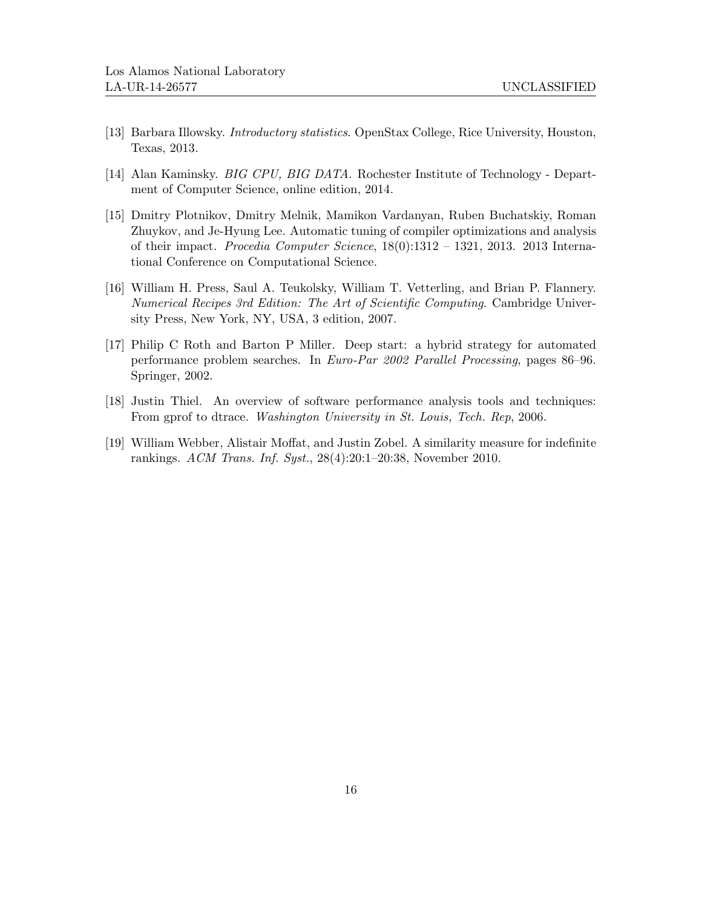[13] Barbara Illowsky. *Introductory statistics*. OpenStax College, Rice University, Houston, Texas, 2013.

[14] Alan Kaminsky. *BIG CPU, BIG DATA*. Rochester Institute of Technology - Department of Computer Science, online edition, 2014.

[15] Dmitry Plotnikov, Dmitry Melnik, Mamikon Vardanyan, Ruben Buchatskiy, Roman Zhuykov, and Je-Hyung Lee. Automatic tuning of compiler optimizations and analysis of their impact. *Procedia Computer Science*, 18(0):1312 – 1321, 2013. 2013 International Conference on Computational Science.

[16] William H. Press, Saul A. Teukolsky, William T. Vetterling, and Brian P. Flannery. *Numerical Recipes 3rd Edition: The Art of Scientific Computing*. Cambridge University Press, New York, NY, USA, 3 edition, 2007.

[17] Philip C Roth and Barton P Miller. Deep start: a hybrid strategy for automated performance problem searches. In *Euro-Par 2002 Parallel Processing*, pages 86–96. Springer, 2002.

[18] Justin Thiel. An overview of software performance analysis tools and techniques: From gprof to dtrace. *Washington University in St. Louis, Tech. Rep*, 2006.

[19] William Webber, Alistair Moffat, and Justin Zobel. A similarity measure for indefinite rankings. *ACM Trans. Inf. Syst.*, 28(4):20:1–20:38, November 2010.